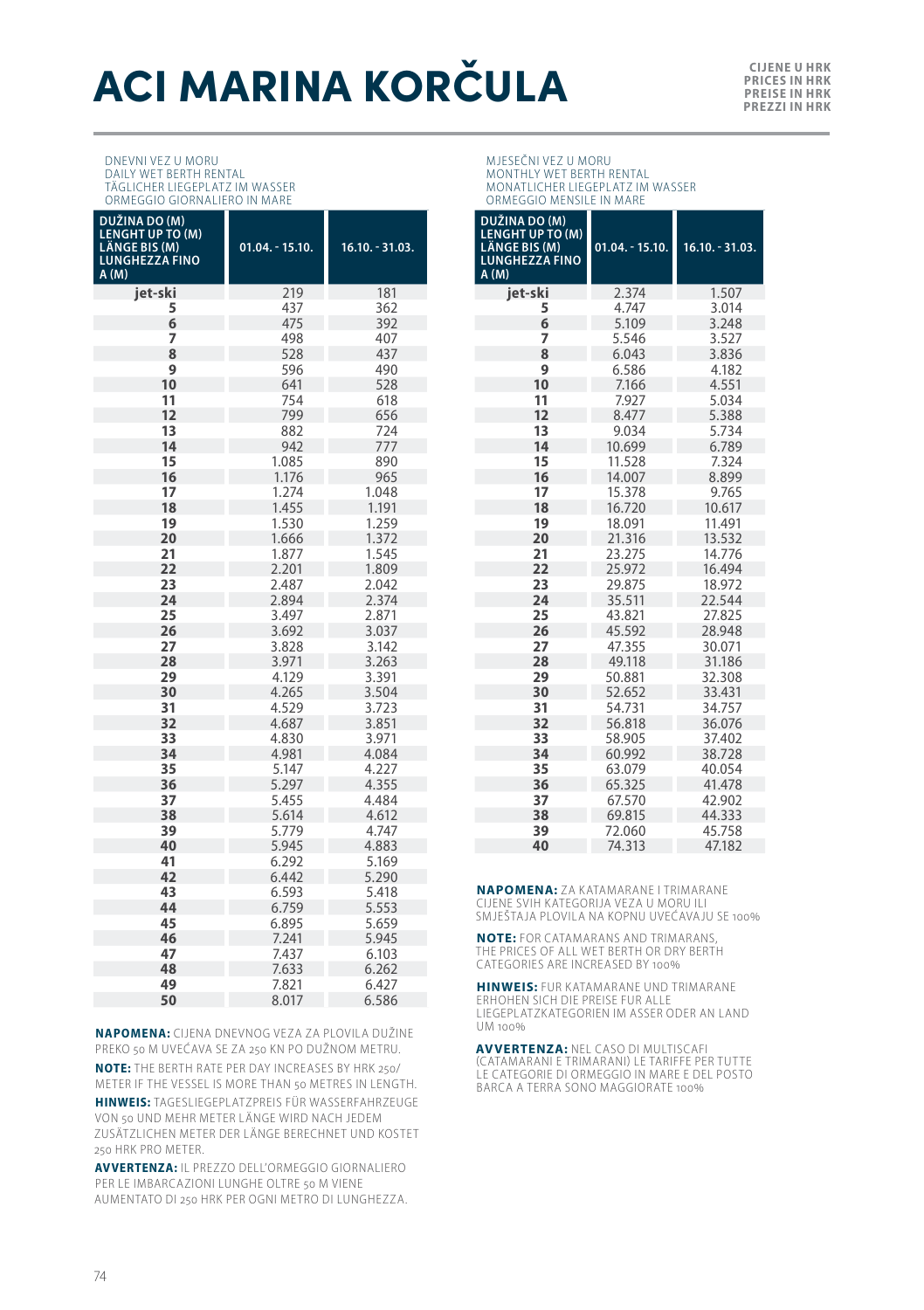# ACI MARINA KORČULA

CIJENE U HRK
PRICES IN HRK
PREISE IN HRK
PREZZI IN HRK

DNEVNI VEZ U MORU
DAILY WET BERTH RENTAL
TÄGLICHER LIEGEPLATZ IM WASSER
ORMEGGIO GIORNALIERO IN MARE

| DUŽINA DO (M) LENGHT UP TO (M) LÄNGE BIS (M) LUNGHEZZA FINO A (M) | 01.04. - 15.10. | 16.10. - 31.03. |
|---|---|---|
| jet-ski | 219 | 181 |
| 5 | 437 | 362 |
| 6 | 475 | 392 |
| 7 | 498 | 407 |
| 8 | 528 | 437 |
| 9 | 596 | 490 |
| 10 | 641 | 528 |
| 11 | 754 | 618 |
| 12 | 799 | 656 |
| 13 | 882 | 724 |
| 14 | 942 | 777 |
| 15 | 1.085 | 890 |
| 16 | 1.176 | 965 |
| 17 | 1.274 | 1.048 |
| 18 | 1.455 | 1.191 |
| 19 | 1.530 | 1.259 |
| 20 | 1.666 | 1.372 |
| 21 | 1.877 | 1.545 |
| 22 | 2.201 | 1.809 |
| 23 | 2.487 | 2.042 |
| 24 | 2.894 | 2.374 |
| 25 | 3.497 | 2.871 |
| 26 | 3.692 | 3.037 |
| 27 | 3.828 | 3.142 |
| 28 | 3.971 | 3.263 |
| 29 | 4.129 | 3.391 |
| 30 | 4.265 | 3.504 |
| 31 | 4.529 | 3.723 |
| 32 | 4.687 | 3.851 |
| 33 | 4.830 | 3.971 |
| 34 | 4.981 | 4.084 |
| 35 | 5.147 | 4.227 |
| 36 | 5.297 | 4.355 |
| 37 | 5.455 | 4.484 |
| 38 | 5.614 | 4.612 |
| 39 | 5.779 | 4.747 |
| 40 | 5.945 | 4.883 |
| 41 | 6.292 | 5.169 |
| 42 | 6.442 | 5.290 |
| 43 | 6.593 | 5.418 |
| 44 | 6.759 | 5.553 |
| 45 | 6.895 | 5.659 |
| 46 | 7.241 | 5.945 |
| 47 | 7.437 | 6.103 |
| 48 | 7.633 | 6.262 |
| 49 | 7.821 | 6.427 |
| 50 | 8.017 | 6.586 |

**NAPOMENA:** CIJENA DNEVNOG VEZA ZA PLOVILA DUŽINE PREKO 50 M UVEĆAVA SE ZA 250 KN PO DUŽNOM METRU.

**NOTE:** THE BERTH RATE PER DAY INCREASES BY HRK 250/ METER IF THE VESSEL IS MORE THAN 50 METRES IN LENGTH.

**HINWEIS:** TAGESLIEGEPLATZPREIS FÜR WASSERFAHRZEUGE VON 50 UND MEHR METER LÄNGE WIRD NACH JEDEM ZUSÄTZLICHEN METER DER LÄNGE BERECHNET UND KOSTET 250 HRK PRO METER.

**AVVERTENZA:** IL PREZZO DELL'ORMEGGIO GIORNALIERO PER LE IMBARCAZIONI LUNGHE OLTRE 50 M VIENE AUMENTATO DI 250 HRK PER OGNI METRO DI LUNGHEZZA.

MJESEČNI VEZ U MORU
MONTHLY WET BERTH RENTAL
MONATLICHER LIEGEPLATZ IM WASSER
ORMEGGIO MENSILE IN MARE

| DUŽINA DO (M) LENGHT UP TO (M) LÄNGE BIS (M) LUNGHEZZA FINO A (M) | 01.04. - 15.10. | 16.10. - 31.03. |
|---|---|---|
| jet-ski | 2.374 | 1.507 |
| 5 | 4.747 | 3.014 |
| 6 | 5.109 | 3.248 |
| 7 | 5.546 | 3.527 |
| 8 | 6.043 | 3.836 |
| 9 | 6.586 | 4.182 |
| 10 | 7.166 | 4.551 |
| 11 | 7.927 | 5.034 |
| 12 | 8.477 | 5.388 |
| 13 | 9.034 | 5.734 |
| 14 | 10.699 | 6.789 |
| 15 | 11.528 | 7.324 |
| 16 | 14.007 | 8.899 |
| 17 | 15.378 | 9.765 |
| 18 | 16.720 | 10.617 |
| 19 | 18.091 | 11.491 |
| 20 | 21.316 | 13.532 |
| 21 | 23.275 | 14.776 |
| 22 | 25.972 | 16.494 |
| 23 | 29.875 | 18.972 |
| 24 | 35.511 | 22.544 |
| 25 | 43.821 | 27.825 |
| 26 | 45.592 | 28.948 |
| 27 | 47.355 | 30.071 |
| 28 | 49.118 | 31.186 |
| 29 | 50.881 | 32.308 |
| 30 | 52.652 | 33.431 |
| 31 | 54.731 | 34.757 |
| 32 | 56.818 | 36.076 |
| 33 | 58.905 | 37.402 |
| 34 | 60.992 | 38.728 |
| 35 | 63.079 | 40.054 |
| 36 | 65.325 | 41.478 |
| 37 | 67.570 | 42.902 |
| 38 | 69.815 | 44.333 |
| 39 | 72.060 | 45.758 |
| 40 | 74.313 | 47.182 |

**NAPOMENA:** ZA KATAMARANE I TRIMARANE CIJENE SVIH KATEGORIJA VEZA U MORU ILI SMJEŠTAJA PLOVILA NA KOPNU UVEĆAVAJU SE 100%

**NOTE:** FOR CATAMARANS AND TRIMARANS, THE PRICES OF ALL WET BERTH OR DRY BERTH CATEGORIES ARE INCREASED BY 100%

**HINWEIS:** FUR KATAMARANE UND TRIMARANE ERHOHEN SICH DIE PREISE FUR ALLE LIEGEPLATZKATEGORIEN IM ASSER ODER AN LAND UM 100%

**AVVERTENZA:** NEL CASO DI MULTISCAFI (CATAMARANI E TRIMARANI) LE TARIFFE PER TUTTE LE CATEGORIE DI ORMEGGIO IN MARE E DEL POSTO BARCA A TERRA SONO MAGGIORATE 100%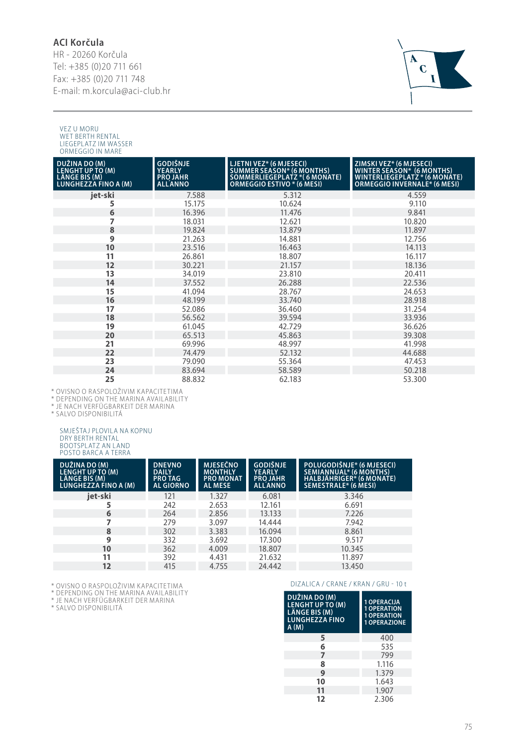## ACI Korčula

HR - 20260 Korčula
Tel: +385 (0)20 711 661
Fax: +385 (0)20 711 748
E-mail: m.korcula@aci-club.hr

VEZ U MORU
WET BERTH RENTAL
LIEGEPLATZ IM WASSER
ORMEGGIO IN MARE

| DUŽINA DO (M) LENGHT UP TO (M) LÄNGE BIS (M) LUNGHEZZA FINO A (M) | GODIŠNJE YEARLY PRO JAHR ALL'ANNO | LJETNI VEZ* (6 MJESECI) SUMMER SEASON* (6 MONTHS) SOMMERLIEGEPLATZ *( 6 MONATE) ORMEGGIO ESTIVO * (6 MESI) | ZIMSKI VEZ* (6 MJESECI) WINTER SEASON* (6 MONTHS) WINTERLIEGEPLATZ * (6 MONATE) ORMEGGIO INVERNALE* (6 MESI) |
|---|---|---|---|
| **jet-ski** | 7.588 | 5.312 | 4.559 |
| **5** | 15.175 | 10.624 | 9.110 |
| **6** | 16.396 | 11.476 | 9.841 |
| **7** | 18.031 | 12.621 | 10.820 |
| **8** | 19.824 | 13.879 | 11.897 |
| **9** | 21.263 | 14.881 | 12.756 |
| **10** | 23.516 | 16.463 | 14.113 |
| **11** | 26.861 | 18.807 | 16.117 |
| **12** | 30.221 | 21.157 | 18.136 |
| **13** | 34.019 | 23.810 | 20.411 |
| **14** | 37.552 | 26.288 | 22.536 |
| **15** | 41.094 | 28.767 | 24.653 |
| **16** | 48.199 | 33.740 | 28.918 |
| **17** | 52.086 | 36.460 | 31.254 |
| **18** | 56.562 | 39.594 | 33.936 |
| **19** | 61.045 | 42.729 | 36.626 |
| **20** | 65.513 | 45.863 | 39.308 |
| **21** | 69.996 | 48.997 | 41.998 |
| **22** | 74.479 | 52.132 | 44.688 |
| **23** | 79.090 | 55.364 | 47.453 |
| **24** | 83.694 | 58.589 | 50.218 |
| **25** | 88.832 | 62.183 | 53.300 |

* OVISNO O RASPOLOŽIVIM KAPACITETIMA
* DEPENDING ON THE MARINA AVAILABILITY
* JE NACH VERFÜGBARKEIT DER MARINA
* SALVO DISPONIBILITÀ

SMJEŠTAJ PLOVILA NA KOPNU
DRY BERTH RENTAL
BOOTSPLATZ AN LAND
POSTO BARCA A TERRA

| DUŽINA DO (M) LENGHT UP TO (M) LÄNGE BIS (M) LUNGHEZZA FINO A (M) | DNEVNO DAILY PRO TAG AL GIORNO | MJESEČNO MONTHLY PRO MONAT AL MESE | GODIŠNJE YEARLY PRO JAHR ALL'ANNO | POLUGODIŠNJE* (6 MJESECI) SEMIANNUAL* (6 MONTHS) HALBJÄHRIGER* (6 MONATE) SEMESTRALE* (6 MESI) |
|---|---|---|---|---|
| **jet-ski** | 121 | 1.327 | 6.081 | 3.346 |
| **5** | 242 | 2.653 | 12.161 | 6.691 |
| **6** | 264 | 2.856 | 13.133 | 7.226 |
| **7** | 279 | 3.097 | 14.444 | 7.942 |
| **8** | 302 | 3.383 | 16.094 | 8.861 |
| **9** | 332 | 3.692 | 17.300 | 9.517 |
| **10** | 362 | 4.009 | 18.807 | 10.345 |
| **11** | 392 | 4.431 | 21.632 | 11.897 |
| **12** | 415 | 4.755 | 24.442 | 13.450 |

* OVISNO O RASPOLOŽIVIM KAPACITETIMA
* DEPENDING ON THE MARINA AVAILABILITY
* JE NACH VERFÜGBARKEIT DER MARINA
* SALVO DISPONIBILITÀ

DIZALICA / CRANE / KRAN / GRU - 10 t

| DUŽINA DO (M) LENGHT UP TO (M) LÄNGE BIS (M) LUNGHEZZA FINO A (M) | 1 OPERACIJA 1 OPERATION 1 OPERATION 1 OPERAZIONE |
|---|---|
| **5** | 400 |
| **6** | 535 |
| **7** | 799 |
| **8** | 1.116 |
| **9** | 1.379 |
| **10** | 1.643 |
| **11** | 1.907 |
| **12** | 2.306 |